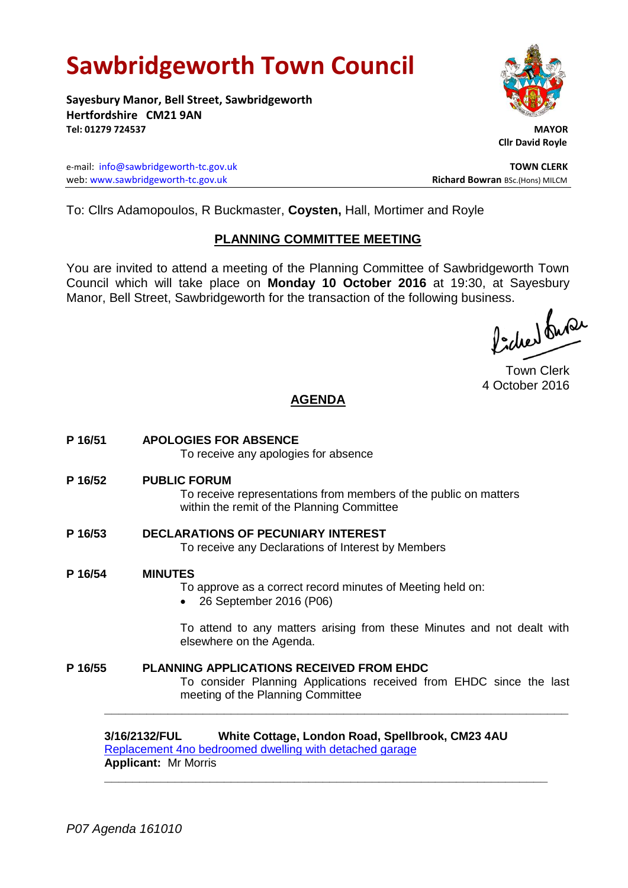# Sawbridgeworth Town Council

**Sayesbury Manor, Bell Street, Sawbridgeworth**
**Hertfordshire CM21 9AN**
**Tel: 01279 724537**

**MAYOR**
**Cllr David Royle**

e-mail: info@sawbridgeworth-tc.gov.uk
web: www.sawbridgeworth-tc.gov.uk

**TOWN CLERK**
**Richard Bowran** BSc.(Hons) MILCM

To: Cllrs Adamopoulos, R Buckmaster, **Coysten,** Hall, Mortimer and Royle

## PLANNING COMMITTEE MEETING

You are invited to attend a meeting of the Planning Committee of Sawbridgeworth Town Council which will take place on **Monday 10 October 2016** at 19:30, at Sayesbury Manor, Bell Street, Sawbridgeworth for the transaction of the following business.

Town Clerk
4 October 2016

## AGENDA

**P 16/51 APOLOGIES FOR ABSENCE**
To receive any apologies for absence

**P 16/52 PUBLIC FORUM**
To receive representations from members of the public on matters within the remit of the Planning Committee

**P 16/53 DECLARATIONS OF PECUNIARY INTEREST**
To receive any Declarations of Interest by Members

**P 16/54 MINUTES**
To approve as a correct record minutes of Meeting held on:

- 26 September 2016 (P06)

To attend to any matters arising from these Minutes and not dealt with elsewhere on the Agenda.

**P 16/55 PLANNING APPLICATIONS RECEIVED FROM EHDC**
To consider Planning Applications received from EHDC since the last meeting of the Planning Committee

---

**3/16/2132/FUL White Cottage, London Road, Spellbrook, CM23 4AU**
Replacement 4no bedroomed dwelling with detached garage
**Applicant:** Mr Morris

---

*P07 Agenda 161010*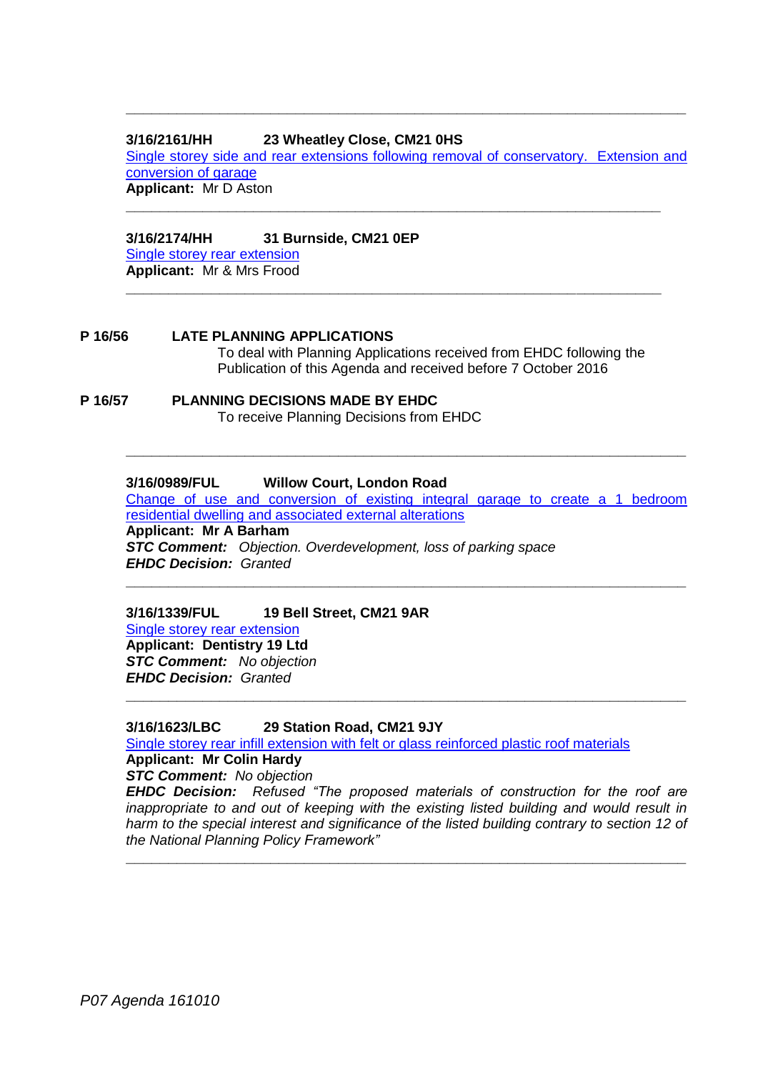---

**3/16/2161/HH 23 Wheatley Close, CM21 0HS**

Single storey side and rear extensions following removal of conservatory. Extension and conversion of garage

**Applicant:** Mr D Aston

---

**3/16/2174/HH 31 Burnside, CM21 0EP**

Single storey rear extension

**Applicant:** Mr & Mrs Frood

---

**P 16/56 LATE PLANNING APPLICATIONS**

To deal with Planning Applications received from EHDC following the Publication of this Agenda and received before 7 October 2016

**P 16/57 PLANNING DECISIONS MADE BY EHDC**

To receive Planning Decisions from EHDC

---

**3/16/0989/FUL Willow Court, London Road**

Change of use and conversion of existing integral garage to create a 1 bedroom residential dwelling and associated external alterations

**Applicant: Mr A Barham**

***STC Comment:*** *Objection. Overdevelopment, loss of parking space*

***EHDC Decision:*** *Granted*

---

**3/16/1339/FUL 19 Bell Street, CM21 9AR**

Single storey rear extension

**Applicant: Dentistry 19 Ltd**

***STC Comment:*** *No objection*

***EHDC Decision:*** *Granted*

---

**3/16/1623/LBC 29 Station Road, CM21 9JY**

Single storey rear infill extension with felt or glass reinforced plastic roof materials

**Applicant: Mr Colin Hardy**

***STC Comment:*** *No objection*

***EHDC Decision:*** *Refused "The proposed materials of construction for the roof are inappropriate to and out of keeping with the existing listed building and would result in harm to the special interest and significance of the listed building contrary to section 12 of the National Planning Policy Framework"*

---

*P07 Agenda 161010*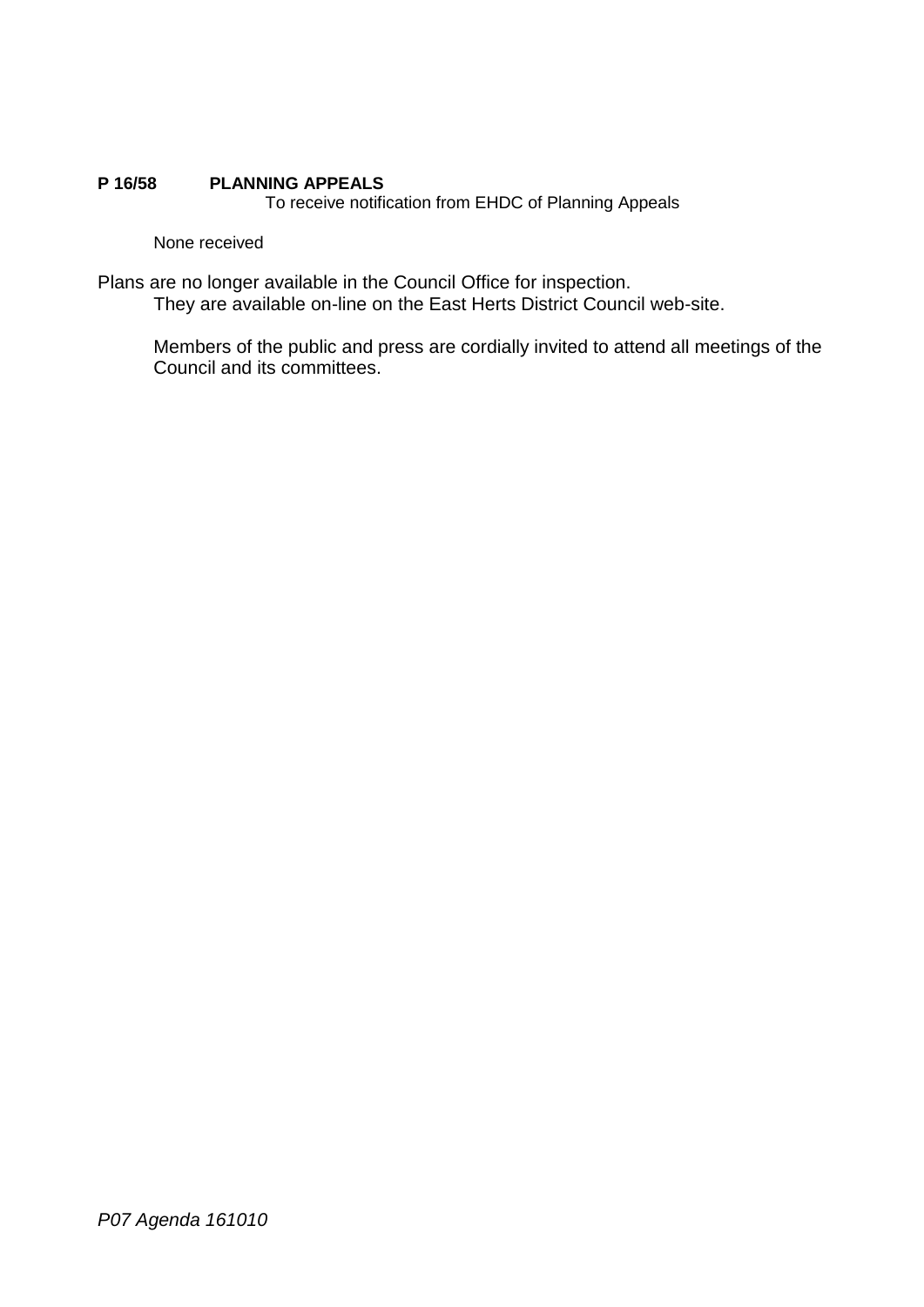**P 16/58 PLANNING APPEALS**

To receive notification from EHDC of Planning Appeals

None received

Plans are no longer available in the Council Office for inspection.
They are available on-line on the East Herts District Council web-site.

Members of the public and press are cordially invited to attend all meetings of the Council and its committees.